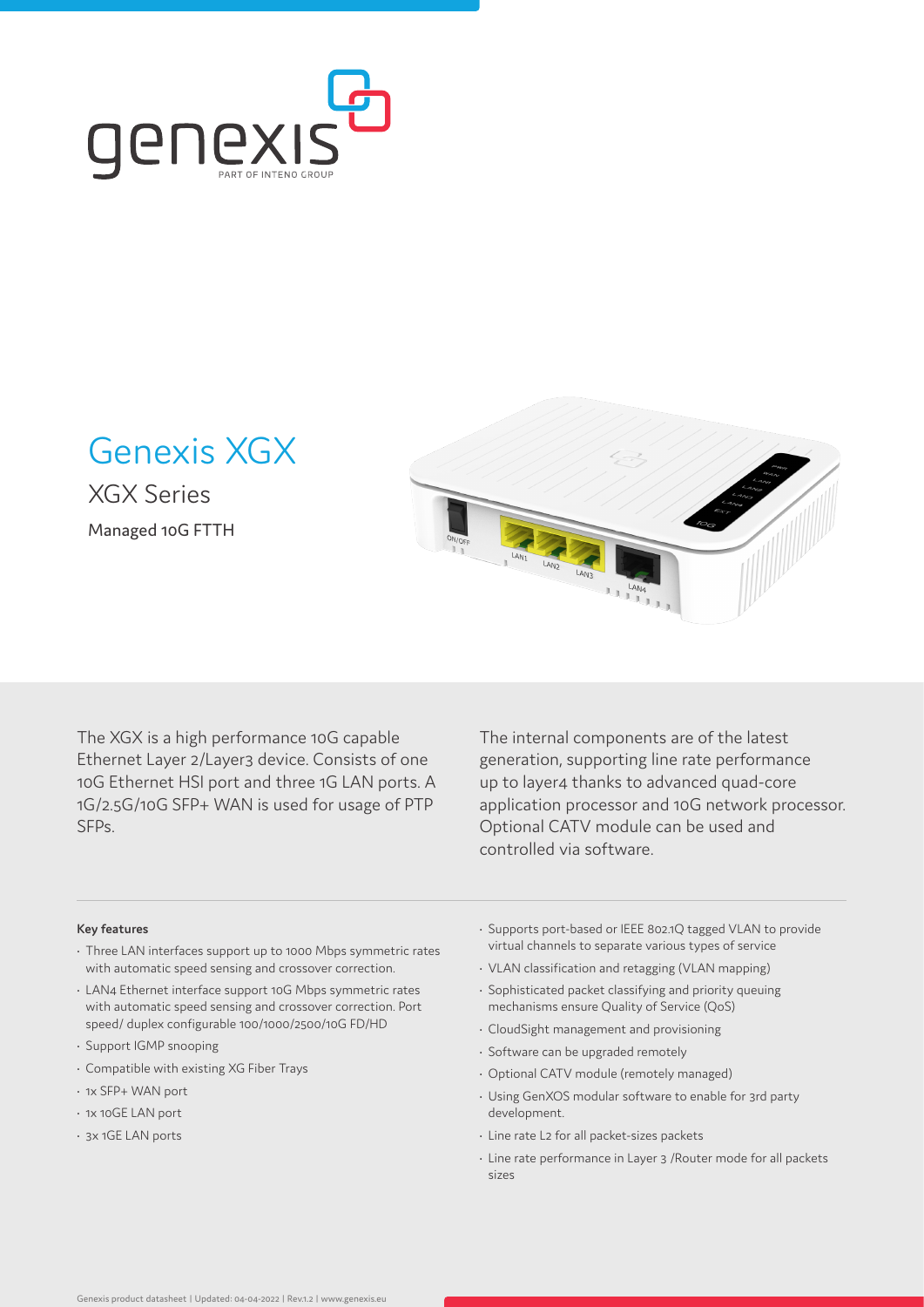# Genexis XGX

## XGX Series

Managed 10G FTTH

The XGX is a high performance 10G capable Ethernet Layer 2/Layer3 device. Consists of one 10G Ethernet HSI port and three 1G LAN ports. A 1G/2.5G/10G SFP+ WAN is used for usage of PTP SFPs.

The internal components are of the latest generation, supporting line rate performance up to layer4 thanks to advanced quad-core application processor and 10G network processor. Optional CATV module can be used and controlled via software.

**Key features**

- Three LAN interfaces support up to 1000 Mbps symmetric rates with automatic speed sensing and crossover correction.
- LAN4 Ethernet interface support 10G Mbps symmetric rates with automatic speed sensing and crossover correction. Port speed/ duplex configurable 100/1000/2500/10G FD/HD
- Support IGMP snooping
- Compatible with existing XG Fiber Trays
- 1x SFP+ WAN port
- 1x 10GE LAN port
- 3x 1GE LAN ports
- Supports port-based or IEEE 802.1Q tagged VLAN to provide virtual channels to separate various types of service
- VLAN classification and retagging (VLAN mapping)
- Sophisticated packet classifying and priority queuing mechanisms ensure Quality of Service (QoS)
- CloudSight management and provisioning
- Software can be upgraded remotely
- Optional CATV module (remotely managed)
- Using GenXOS modular software to enable for 3rd party development.
- Line rate L2 for all packet-sizes packets
- Line rate performance in Layer 3 /Router mode for all packets sizes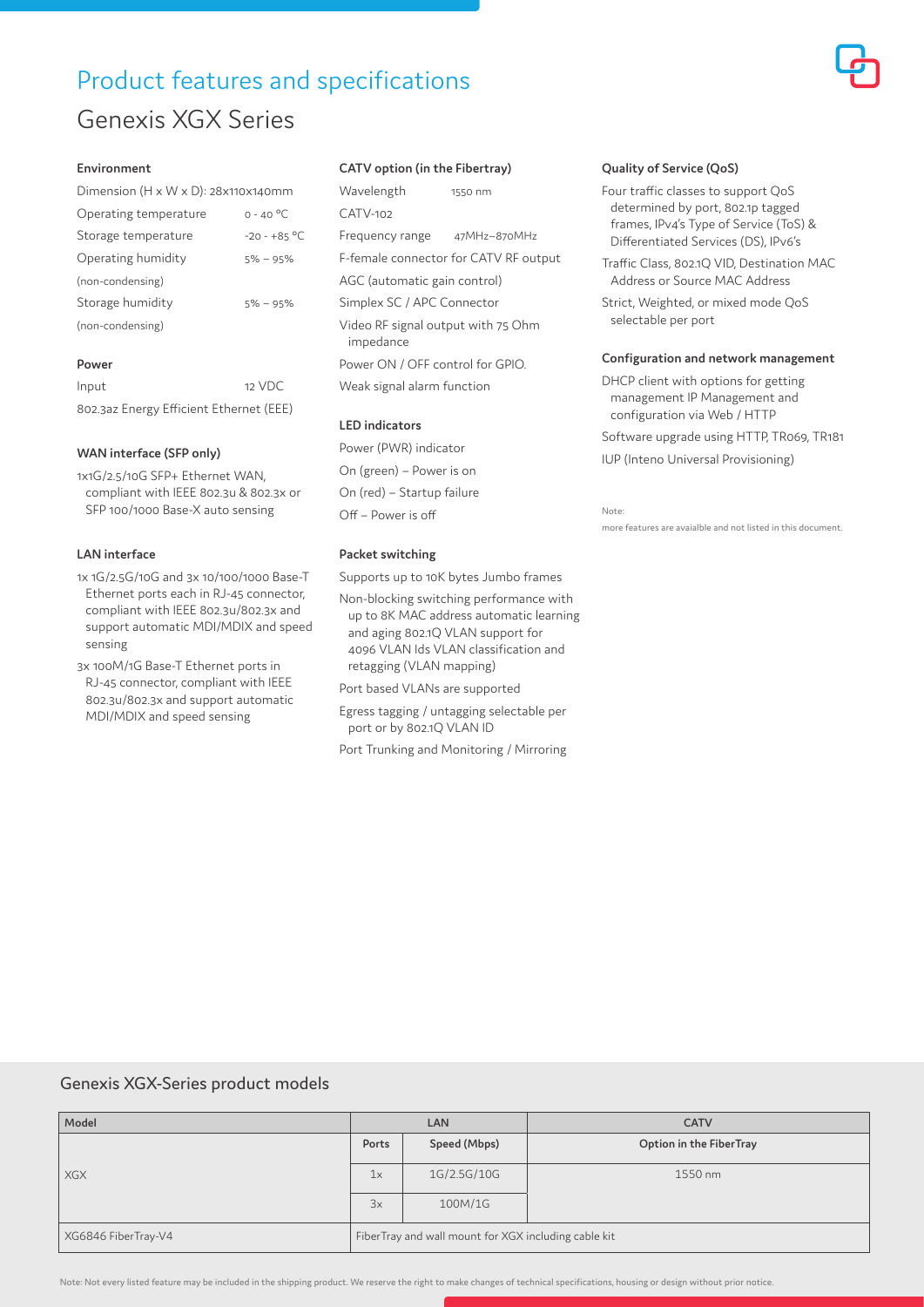# Product features and specifications

## Genexis XGX Series

### Environment

Dimension (H x W x D): 28x110x140mm

Operating temperature 0 - 40 °C

Storage temperature -20 - +85 °C

Operating humidity 5% ~ 95%

(non-condensing)

Storage humidity 5% ~ 95%

(non-condensing)

### Power

Input 12 VDC

802.3az Energy Efficient Ethernet (EEE)

### WAN interface (SFP only)

1x1G/2.5/10G SFP+ Ethernet WAN, compliant with IEEE 802.3u & 802.3x or SFP 100/1000 Base-X auto sensing

### LAN interface

1x 1G/2.5G/10G and 3x 10/100/1000 Base-T Ethernet ports each in RJ-45 connector, compliant with IEEE 802.3u/802.3x and support automatic MDI/MDIX and speed sensing

3x 100M/1G Base-T Ethernet ports in RJ-45 connector, compliant with IEEE 802.3u/802.3x and support automatic MDI/MDIX and speed sensing

### CATV option (in the Fibertray)

Wavelength 1550 nm

CATV-102

Frequency range 47MHz~870MHz

F-female connector for CATV RF output

AGC (automatic gain control)

Simplex SC / APC Connector

Video RF signal output with 75 Ohm impedance

Power ON / OFF control for GPIO.

Weak signal alarm function

### LED indicators

Power (PWR) indicator

On (green) – Power is on

On (red) – Startup failure

Off – Power is off

### Packet switching

Supports up to 10K bytes Jumbo frames

Non-blocking switching performance with up to 8K MAC address automatic learning and aging 802.1Q VLAN support for 4096 VLAN Ids VLAN classification and retagging (VLAN mapping)

Port based VLANs are supported

Egress tagging / untagging selectable per port or by 802.1Q VLAN ID

Port Trunking and Monitoring / Mirroring

### Quality of Service (QoS)

Four traffic classes to support QoS determined by port, 802.1p tagged frames, IPv4's Type of Service (ToS) & Differentiated Services (DS), IPv6's

Traffic Class, 802.1Q VID, Destination MAC Address or Source MAC Address

Strict, Weighted, or mixed mode QoS selectable per port

### Configuration and network management

DHCP client with options for getting management IP Management and configuration via Web / HTTP

Software upgrade using HTTP, TR069, TR181

IUP (Inteno Universal Provisioning)

Note:
more features are avaialble and not listed in this document.

## Genexis XGX-Series product models

| Model | LAN | | CATV |
|---|---|---|---|
| | Ports | Speed (Mbps) | Option in the FiberTray |
| XGX | 1x | 1G/2.5G/10G | 1550 nm |
| | 3x | 100M/1G | |
| XG6846 FiberTray-V4 | FiberTray and wall mount for XGX including cable kit | | |

Note: Not every listed feature may be included in the shipping product. We reserve the right to make changes of technical specifications, housing or design without prior notice.